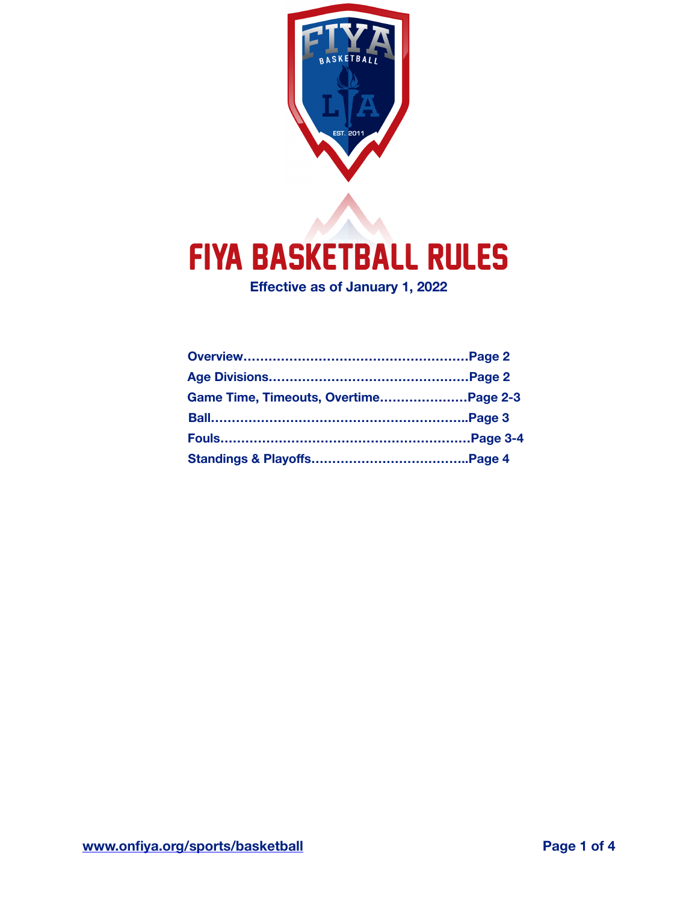# FIYA BASKETBALL RULES

**Effective as of January 1, 2022**

**Overview………………………………………………Page 2**

**Age Divisions…………………………………………Page 2**

**Game Time, Timeouts, Overtime…………………Page 2-3**

**Ball……………………………………………………..Page 3**

**Fouls……………………………………………………Page 3-4**

**Standings & Playoffs………………………………..Page 4**

**www.onfiya.org/sports/basketball**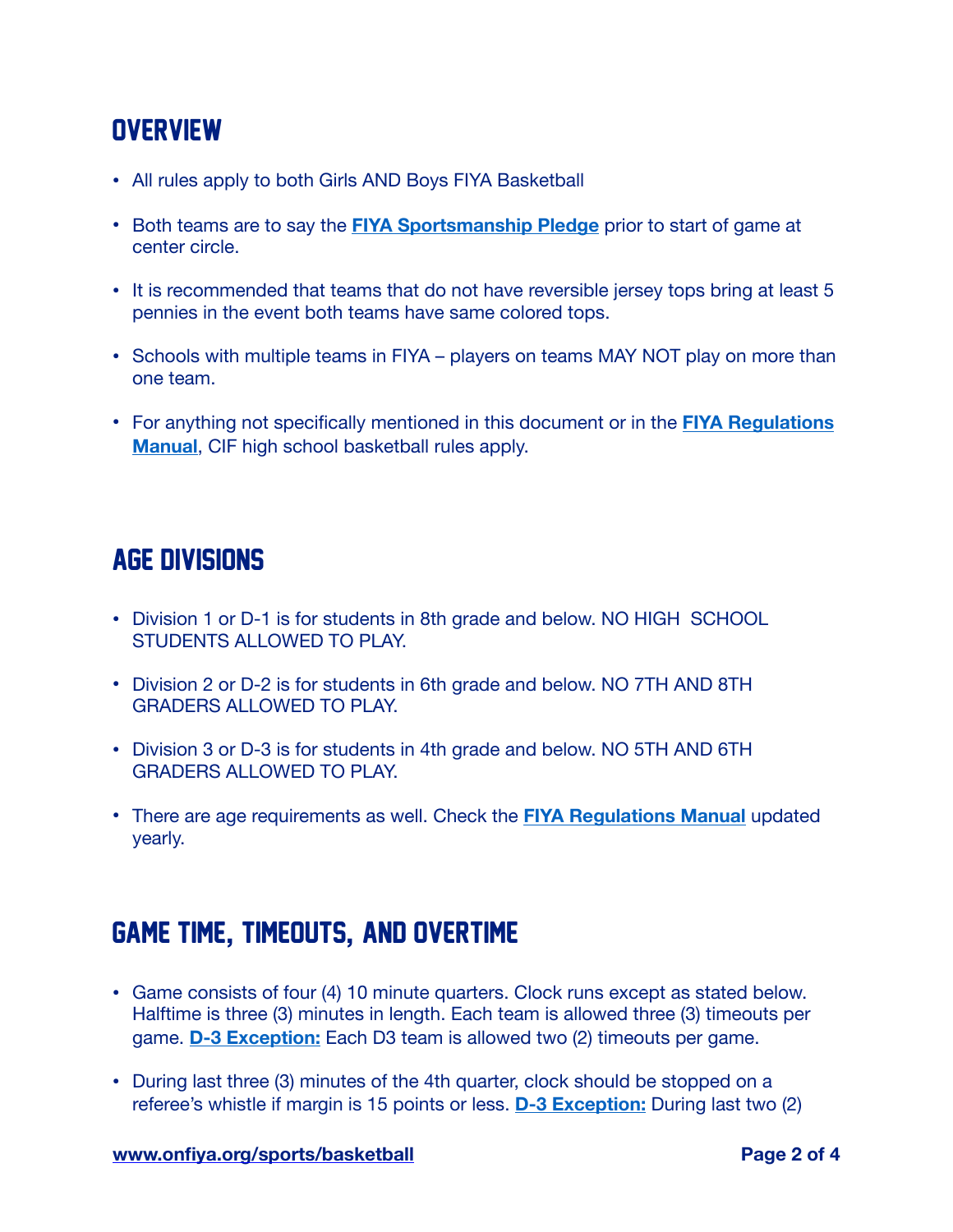## OVERVIEW

- All rules apply to both Girls AND Boys FIYA Basketball
- Both teams are to say the **FIYA Sportsmanship Pledge** prior to start of game at center circle.
- It is recommended that teams that do not have reversible jersey tops bring at least 5 pennies in the event both teams have same colored tops.
- Schools with multiple teams in FIYA – players on teams MAY NOT play on more than one team.
- For anything not specifically mentioned in this document or in the **FIYA Regulations Manual**, CIF high school basketball rules apply.

## AGE DIVISIONS

- Division 1 or D-1 is for students in 8th grade and below. NO HIGH SCHOOL STUDENTS ALLOWED TO PLAY.
- Division 2 or D-2 is for students in 6th grade and below. NO 7TH AND 8TH GRADERS ALLOWED TO PLAY.
- Division 3 or D-3 is for students in 4th grade and below. NO 5TH AND 6TH GRADERS ALLOWED TO PLAY.
- There are age requirements as well. Check the **FIYA Regulations Manual** updated yearly.

## GAME TIME, TIMEOUTS, AND OVERTIME

- Game consists of four (4) 10 minute quarters. Clock runs except as stated below. Halftime is three (3) minutes in length. Each team is allowed three (3) timeouts per game. **D-3 Exception:** Each D3 team is allowed two (2) timeouts per game.
- During last three (3) minutes of the 4th quarter, clock should be stopped on a referee's whistle if margin is 15 points or less. **D-3 Exception:** During last two (2)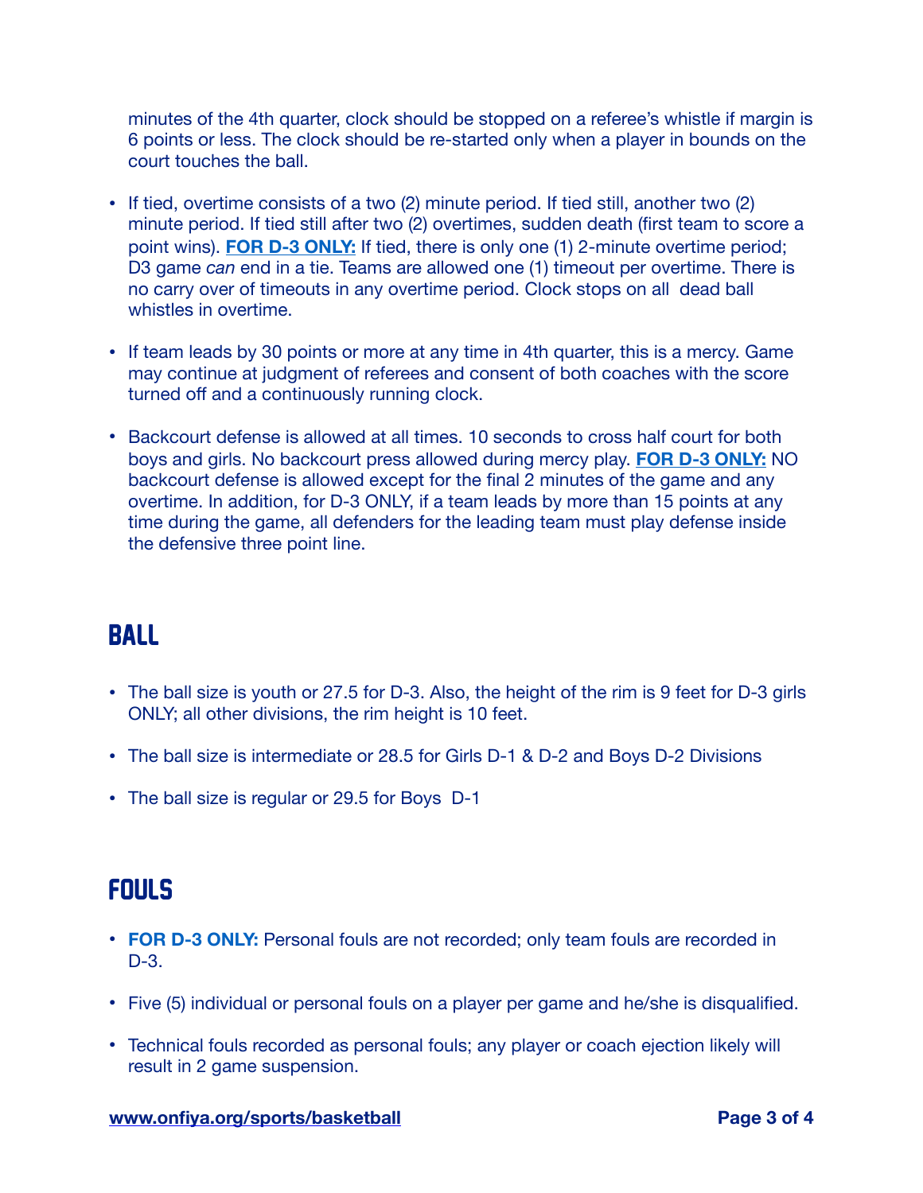minutes of the 4th quarter, clock should be stopped on a referee's whistle if margin is 6 points or less. The clock should be re-started only when a player in bounds on the court touches the ball.

- If tied, overtime consists of a two (2) minute period. If tied still, another two (2) minute period. If tied still after two (2) overtimes, sudden death (first team to score a point wins). **FOR D-3 ONLY:** If tied, there is only one (1) 2-minute overtime period; D3 game *can* end in a tie. Teams are allowed one (1) timeout per overtime. There is no carry over of timeouts in any overtime period. Clock stops on all dead ball whistles in overtime.

- If team leads by 30 points or more at any time in 4th quarter, this is a mercy. Game may continue at judgment of referees and consent of both coaches with the score turned off and a continuously running clock.

- Backcourt defense is allowed at all times. 10 seconds to cross half court for both boys and girls. No backcourt press allowed during mercy play. **FOR D-3 ONLY:** NO backcourt defense is allowed except for the final 2 minutes of the game and any overtime. In addition, for D-3 ONLY, if a team leads by more than 15 points at any time during the game, all defenders for the leading team must play defense inside the defensive three point line.

## BALL

- The ball size is youth or 27.5 for D-3. Also, the height of the rim is 9 feet for D-3 girls ONLY; all other divisions, the rim height is 10 feet.

- The ball size is intermediate or 28.5 for Girls D-1 & D-2 and Boys D-2 Divisions

- The ball size is regular or 29.5 for Boys D-1

## FOULS

- **FOR D-3 ONLY:** Personal fouls are not recorded; only team fouls are recorded in D-3.

- Five (5) individual or personal fouls on a player per game and he/she is disqualified.

- Technical fouls recorded as personal fouls; any player or coach ejection likely will result in 2 game suspension.

www.onfiya.org/sports/basketball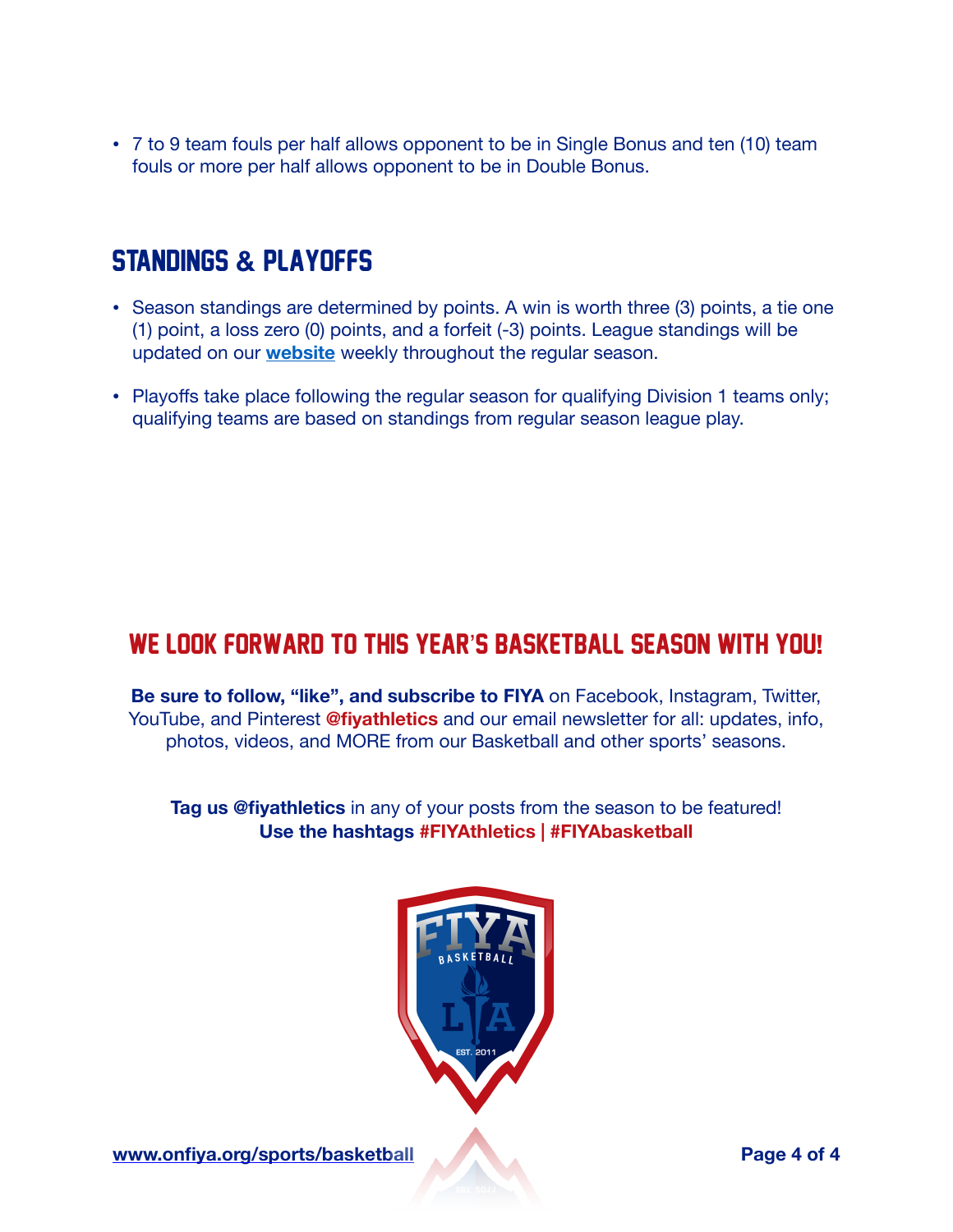- 7 to 9 team fouls per half allows opponent to be in Single Bonus and ten (10) team fouls or more per half allows opponent to be in Double Bonus.

## STANDINGS & PLAYOFFS

- Season standings are determined by points. A win is worth three (3) points, a tie one (1) point, a loss zero (0) points, and a forfeit (-3) points. League standings will be updated on our **website** weekly throughout the regular season.
- Playoffs take place following the regular season for qualifying Division 1 teams only; qualifying teams are based on standings from regular season league play.

## WE LOOK FORWARD TO THIS YEAR'S BASKETBALL SEASON WITH YOU!

**Be sure to follow, "like", and subscribe to FIYA** on Facebook, Instagram, Twitter, YouTube, and Pinterest **@fiyathletics** and our email newsletter for all: updates, info, photos, videos, and MORE from our Basketball and other sports' seasons.

**Tag us @fiyathletics** in any of your posts from the season to be featured!
**Use the hashtags #FIYAthletics | #FIYAbasketball**

www.onfiya.org/sports/basketball